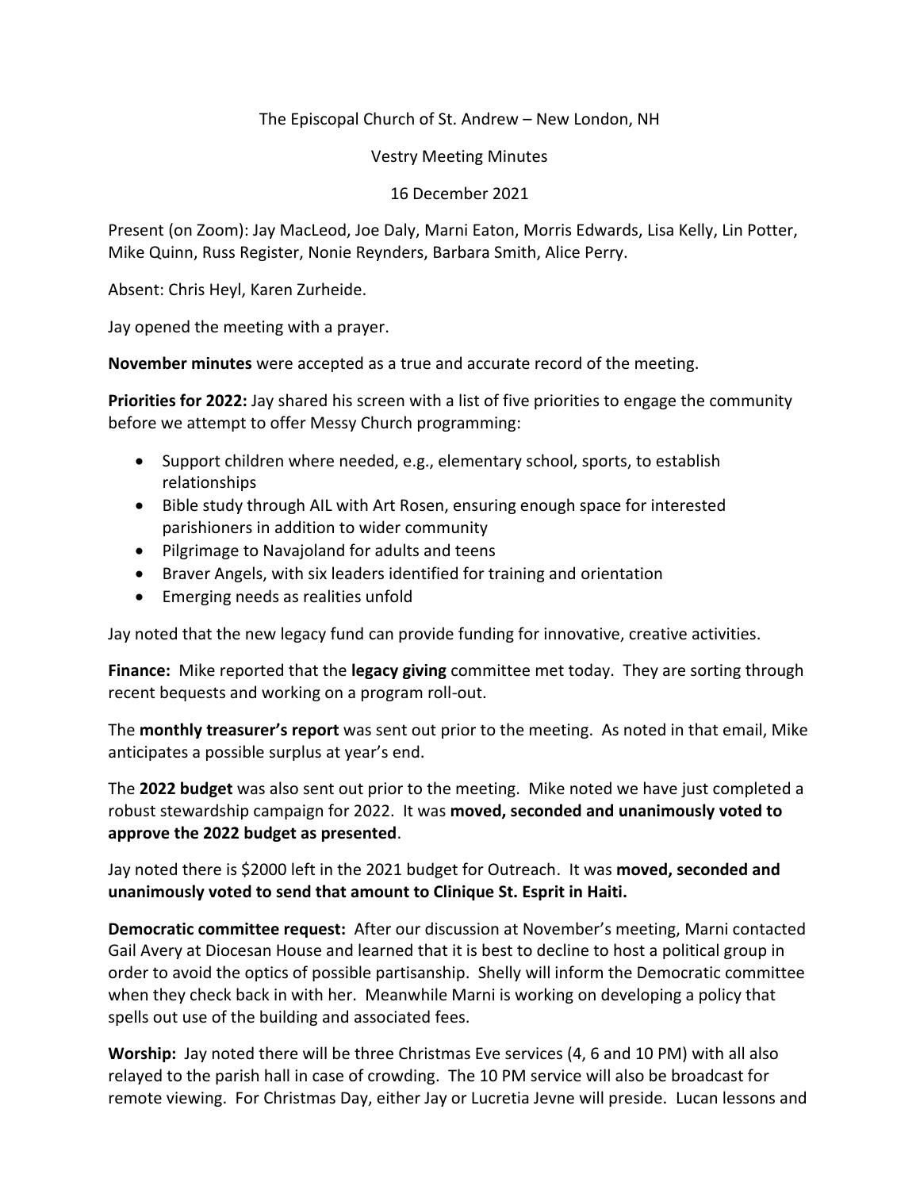The Episcopal Church of St. Andrew – New London, NH

Vestry Meeting Minutes

16 December 2021

Present (on Zoom): Jay MacLeod, Joe Daly, Marni Eaton, Morris Edwards, Lisa Kelly, Lin Potter, Mike Quinn, Russ Register, Nonie Reynders, Barbara Smith, Alice Perry.

Absent: Chris Heyl, Karen Zurheide.

Jay opened the meeting with a prayer.

**November minutes** were accepted as a true and accurate record of the meeting.

**Priorities for 2022:** Jay shared his screen with a list of five priorities to engage the community before we attempt to offer Messy Church programming:

- Support children where needed, e.g., elementary school, sports, to establish relationships
- Bible study through AIL with Art Rosen, ensuring enough space for interested parishioners in addition to wider community
- Pilgrimage to Navajoland for adults and teens
- Braver Angels, with six leaders identified for training and orientation
- Emerging needs as realities unfold

Jay noted that the new legacy fund can provide funding for innovative, creative activities.

**Finance:** Mike reported that the **legacy giving** committee met today. They are sorting through recent bequests and working on a program roll-out.

The **monthly treasurer's report** was sent out prior to the meeting. As noted in that email, Mike anticipates a possible surplus at year's end.

The **2022 budget** was also sent out prior to the meeting. Mike noted we have just completed a robust stewardship campaign for 2022. It was **moved, seconded and unanimously voted to approve the 2022 budget as presented**.

Jay noted there is $2000 left in the 2021 budget for Outreach. It was **moved, seconded and unanimously voted to send that amount to Clinique St. Esprit in Haiti.**

**Democratic committee request:** After our discussion at November's meeting, Marni contacted Gail Avery at Diocesan House and learned that it is best to decline to host a political group in order to avoid the optics of possible partisanship. Shelly will inform the Democratic committee when they check back in with her. Meanwhile Marni is working on developing a policy that spells out use of the building and associated fees.

**Worship:** Jay noted there will be three Christmas Eve services (4, 6 and 10 PM) with all also relayed to the parish hall in case of crowding. The 10 PM service will also be broadcast for remote viewing. For Christmas Day, either Jay or Lucretia Jevne will preside. Lucan lessons and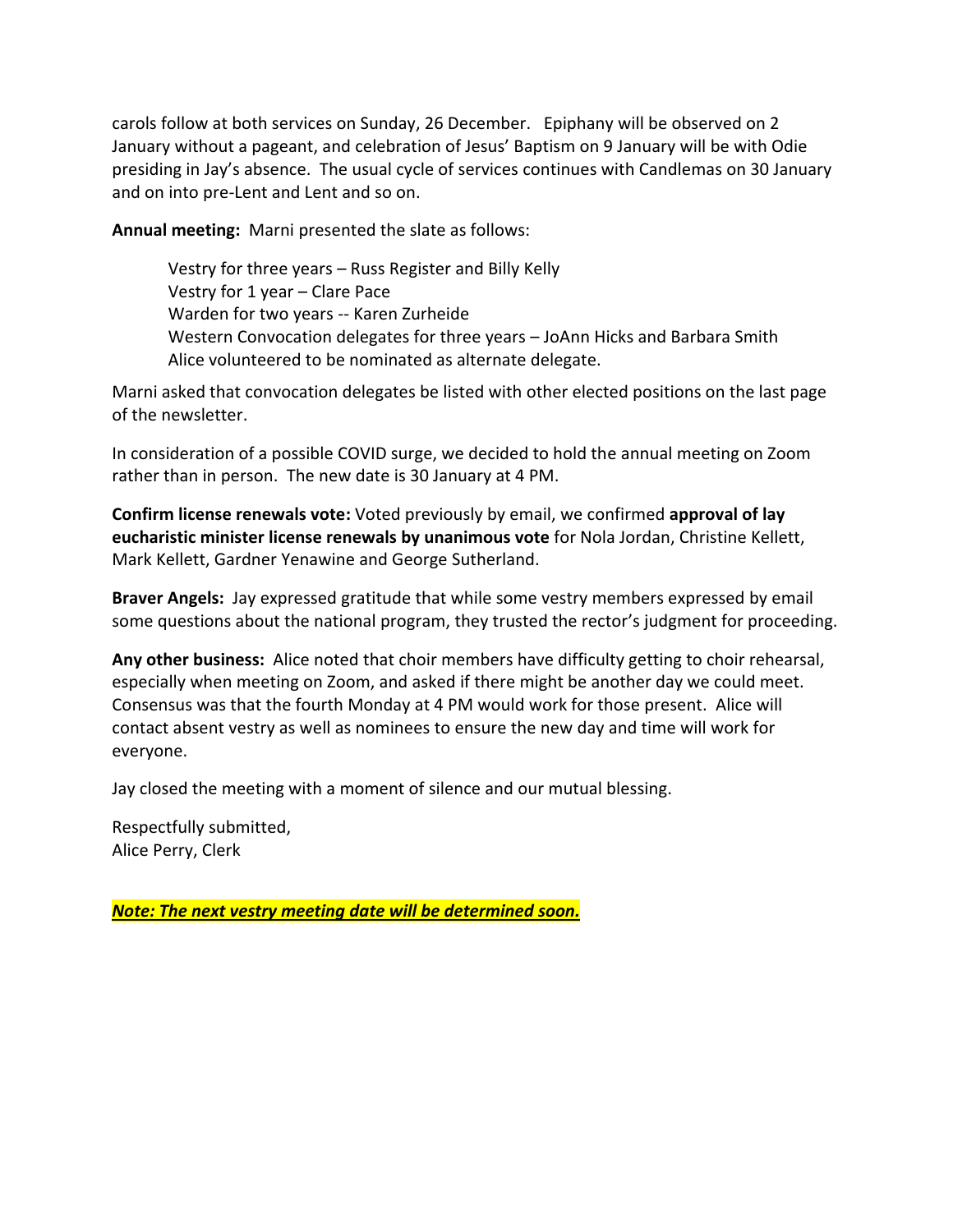carols follow at both services on Sunday, 26 December. Epiphany will be observed on 2 January without a pageant, and celebration of Jesus' Baptism on 9 January will be with Odie presiding in Jay's absence. The usual cycle of services continues with Candlemas on 30 January and on into pre-Lent and Lent and so on.

**Annual meeting:** Marni presented the slate as follows:

> Vestry for three years – Russ Register and Billy Kelly
> Vestry for 1 year – Clare Pace
> Warden for two years -- Karen Zurheide
> Western Convocation delegates for three years – JoAnn Hicks and Barbara Smith
> Alice volunteered to be nominated as alternate delegate.

Marni asked that convocation delegates be listed with other elected positions on the last page of the newsletter.

In consideration of a possible COVID surge, we decided to hold the annual meeting on Zoom rather than in person. The new date is 30 January at 4 PM.

**Confirm license renewals vote:** Voted previously by email, we confirmed **approval of lay eucharistic minister license renewals by unanimous vote** for Nola Jordan, Christine Kellett, Mark Kellett, Gardner Yenawine and George Sutherland.

**Braver Angels:** Jay expressed gratitude that while some vestry members expressed by email some questions about the national program, they trusted the rector's judgment for proceeding.

**Any other business:** Alice noted that choir members have difficulty getting to choir rehearsal, especially when meeting on Zoom, and asked if there might be another day we could meet. Consensus was that the fourth Monday at 4 PM would work for those present. Alice will contact absent vestry as well as nominees to ensure the new day and time will work for everyone.

Jay closed the meeting with a moment of silence and our mutual blessing.

Respectfully submitted,
Alice Perry, Clerk

***Note: The next vestry meeting date will be determined soon.***